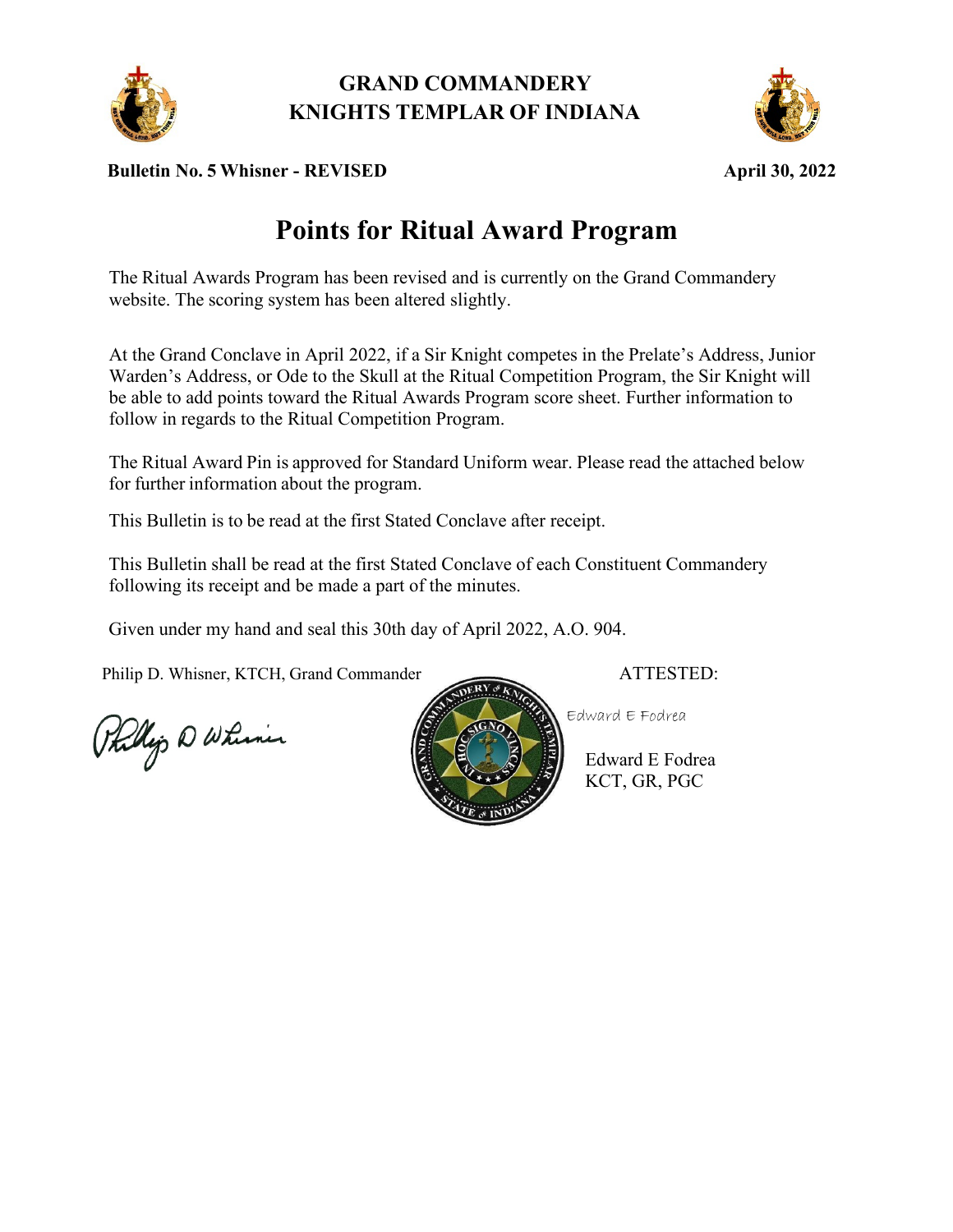# GRAND COMMANDERY
# KNIGHTS TEMPLAR OF INDIANA

**Bulletin No. 5 Whisner - REVISED** **April 30, 2022**

## Points for Ritual Award Program

The Ritual Awards Program has been revised and is currently on the Grand Commandery website. The scoring system has been altered slightly.

At the Grand Conclave in April 2022, if a Sir Knight competes in the Prelate's Address, Junior Warden's Address, or Ode to the Skull at the Ritual Competition Program, the Sir Knight will be able to add points toward the Ritual Awards Program score sheet. Further information to follow in regards to the Ritual Competition Program.

The Ritual Award Pin is approved for Standard Uniform wear. Please read the attached below for further information about the program.

This Bulletin is to be read at the first Stated Conclave after receipt.

This Bulletin shall be read at the first Stated Conclave of each Constituent Commandery following its receipt and be made a part of the minutes.

Given under my hand and seal this 30th day of April 2022, A.O. 904.

Philip D. Whisner, KTCH, Grand Commander

ATTESTED:

Edward E Fodrea

Edward E Fodrea
KCT, GR, PGC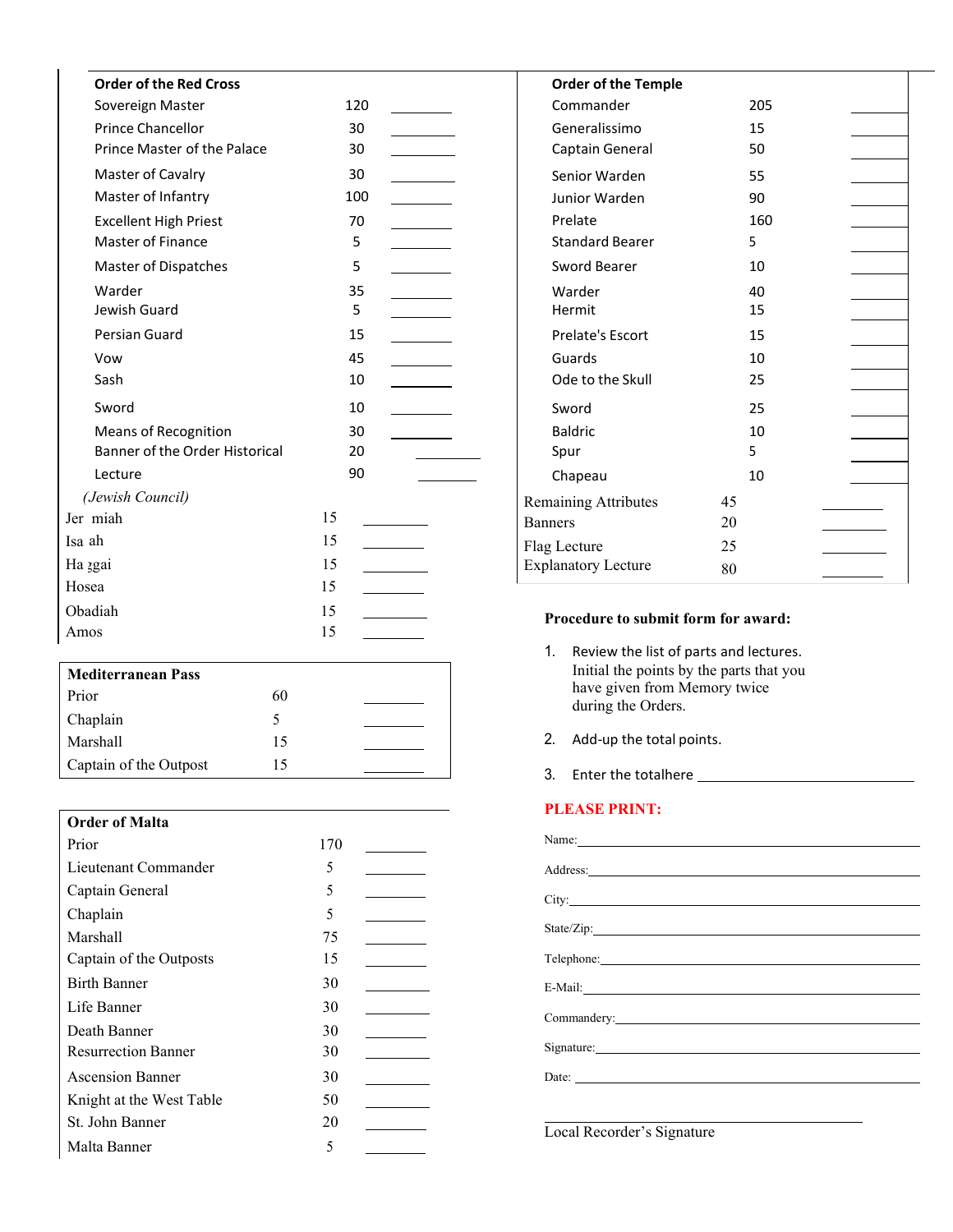### Order of the Red Cross

| Part | Points | |
|---|---|---|
| Sovereign Master | 120 | ________ |
| Prince Chancellor | 30 | ________ |
| Prince Master of the Palace | 30 | ________ |
| Master of Cavalry | 30 | ________ |
| Master of Infantry | 100 | ________ |
| Excellent High Priest | 70 | ________ |
| Master of Finance | 5 | ________ |
| Master of Dispatches | 5 | ________ |
| Warder | 35 | ________ |
| Jewish Guard | 5 | ________ |
| Persian Guard | 15 | ________ |
| Vow | 45 | ________ |
| Sash | 10 | ________ |
| Sword | 10 | ________ |
| Means of Recognition | 30 | ________ |
| Banner of the Order Historical | 20 | ________ |
| Lecture | 90 | ________ |
| *(Jewish Council)* | | |
| Jer miah | 15 | ________ |
| Isa ah | 15 | ________ |
| Ha ggai | 15 | ________ |
| Hosea | 15 | ________ |
| Obadiah | 15 | ________ |
| Amos | 15 | ________ |

### Mediterranean Pass

| Part | Points | |
|---|---|---|
| Prior | 60 | ________ |
| Chaplain | 5 | ________ |
| Marshall | 15 | ________ |
| Captain of the Outpost | 15 | ________ |

### Order of Malta

| Part | Points | |
|---|---|---|
| Prior | 170 | ________ |
| Lieutenant Commander | 5 | ________ |
| Captain General | 5 | ________ |
| Chaplain | 5 | ________ |
| Marshall | 75 | ________ |
| Captain of the Outposts | 15 | ________ |
| Birth Banner | 30 | ________ |
| Life Banner | 30 | ________ |
| Death Banner | 30 | ________ |
| Resurrection Banner | 30 | ________ |
| Ascension Banner | 30 | ________ |
| Knight at the West Table | 50 | ________ |
| St. John Banner | 20 | ________ |
| Malta Banner | 5 | ________ |

### Order of the Temple

| Part | Points | |
|---|---|---|
| Commander | 205 | ________ |
| Generalissimo | 15 | ________ |
| Captain General | 50 | ________ |
| Senior Warden | 55 | ________ |
| Junior Warden | 90 | ________ |
| Prelate | 160 | ________ |
| Standard Bearer | 5 | ________ |
| Sword Bearer | 10 | ________ |
| Warder | 40 | ________ |
| Hermit | 15 | ________ |
| Prelate's Escort | 15 | ________ |
| Guards | 10 | ________ |
| Ode to the Skull | 25 | ________ |
| Sword | 25 | ________ |
| Baldric | 10 | ________ |
| Spur | 5 | ________ |
| Chapeau | 10 | ________ |
| Remaining Attributes | 45 | ________ |
| Banners | 20 | ________ |
| Flag Lecture | 25 | ________ |
| Explanatory Lecture | 80 | ________ |

**Procedure to submit form for award:**

1. Review the list of parts and lectures. Initial the points by the parts that you have given from Memory twice during the Orders.
2. Add-up the total points.
3. Enter the totalhere ____________________________

**PLEASE PRINT:**

Name: ____________________________

Address: ____________________________

City: ____________________________

State/Zip: ____________________________

Telephone: ____________________________

E-Mail: ____________________________

Commandery: ____________________________

Signature: ____________________________

Date: ____________________________

____________________________
Local Recorder's Signature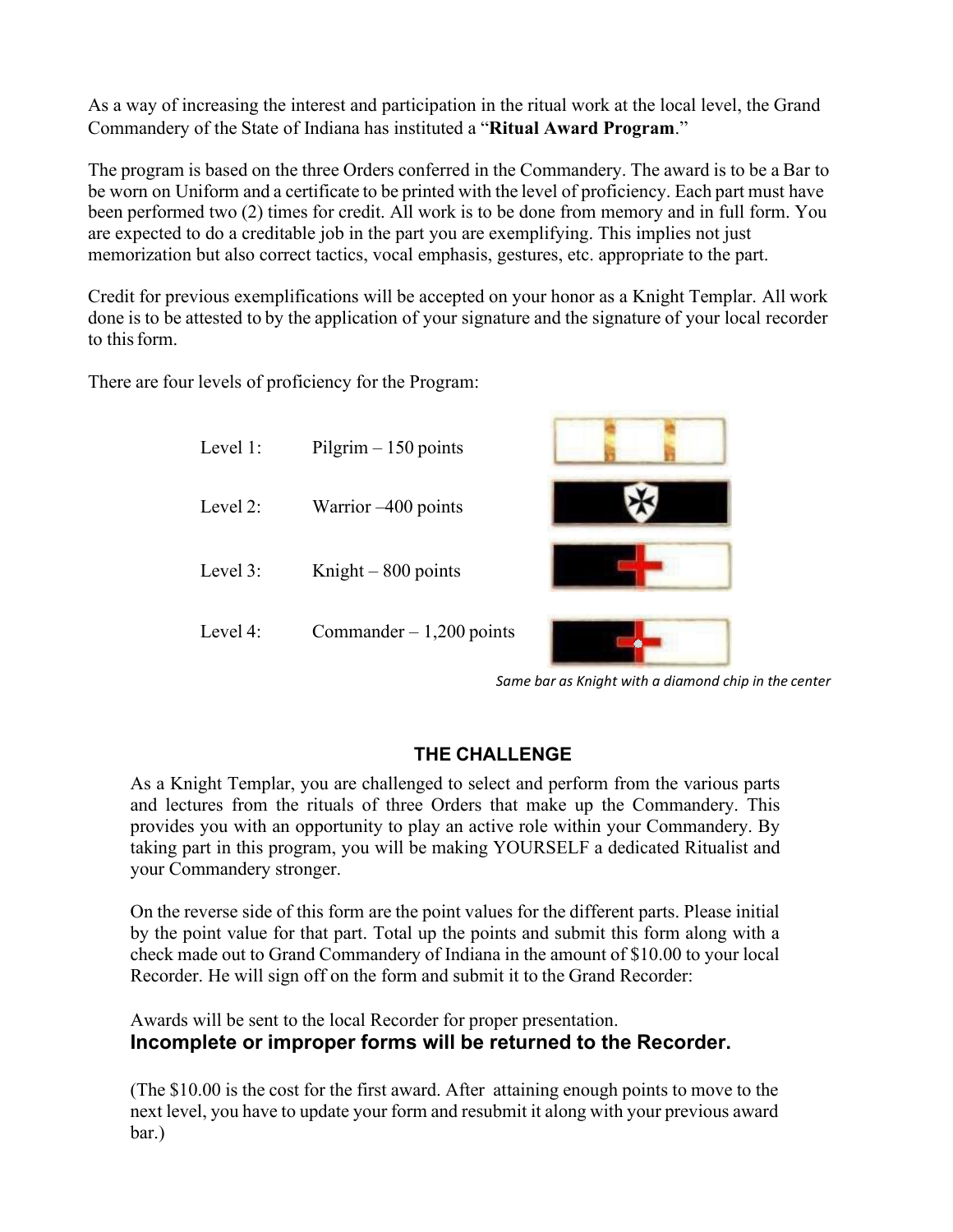As a way of increasing the interest and participation in the ritual work at the local level, the Grand Commandery of the State of Indiana has instituted a "**Ritual Award Program**."

The program is based on the three Orders conferred in the Commandery. The award is to be a Bar to be worn on Uniform and a certificate to be printed with the level of proficiency. Each part must have been performed two (2) times for credit. All work is to be done from memory and in full form. You are expected to do a creditable job in the part you are exemplifying. This implies not just memorization but also correct tactics, vocal emphasis, gestures, etc. appropriate to the part.

Credit for previous exemplifications will be accepted on your honor as a Knight Templar. All work done is to be attested to by the application of your signature and the signature of your local recorder to this form.

There are four levels of proficiency for the Program:

| | |
|---|---|
| Level 1: | Pilgrim – 150 points |
| Level 2: | Warrior –400 points |
| Level 3: | Knight – 800 points |
| Level 4: | Commander – 1,200 points |

*Same bar as Knight with a diamond chip in the center*

## THE CHALLENGE

As a Knight Templar, you are challenged to select and perform from the various parts and lectures from the rituals of three Orders that make up the Commandery. This provides you with an opportunity to play an active role within your Commandery. By taking part in this program, you will be making YOURSELF a dedicated Ritualist and your Commandery stronger.

On the reverse side of this form are the point values for the different parts. Please initial by the point value for that part. Total up the points and submit this form along with a check made out to Grand Commandery of Indiana in the amount of $10.00 to your local Recorder. He will sign off on the form and submit it to the Grand Recorder:

Awards will be sent to the local Recorder for proper presentation.

**Incomplete or improper forms will be returned to the Recorder.**

(The $10.00 is the cost for the first award. After attaining enough points to move to the next level, you have to update your form and resubmit it along with your previous award bar.)